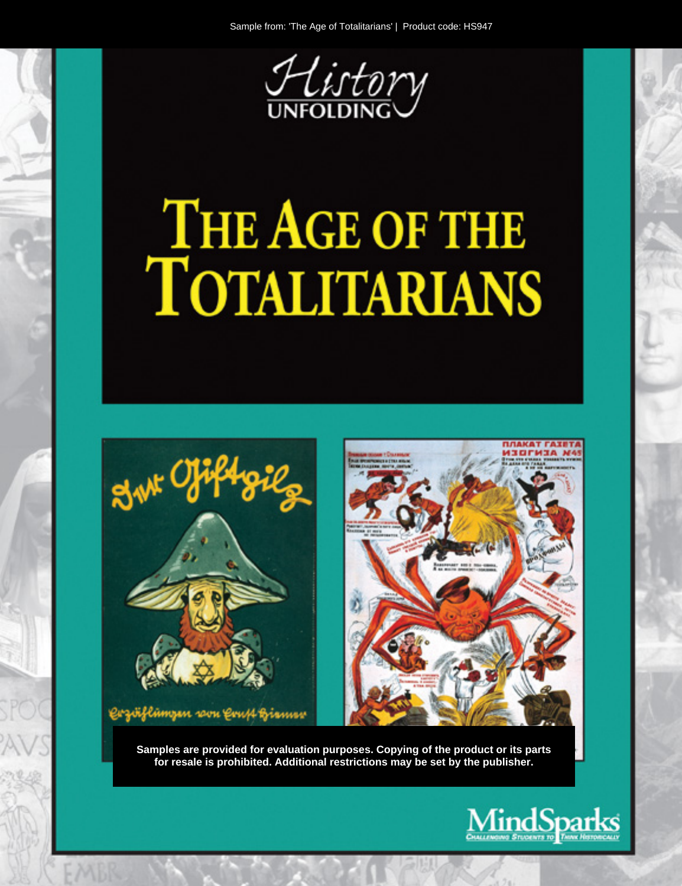Sample from: 'The Age of Totalitarians' | Product code: HS947

*History* UNFOLDING

# The Age of the Totalitarians

**Samples are provided for evaluation purposes. Copying of the product or its parts for resale is prohibited. Additional restrictions may be set by the publisher.**

MindSparks
CHALLENGING STUDENTS TO THINK HISTORICALLY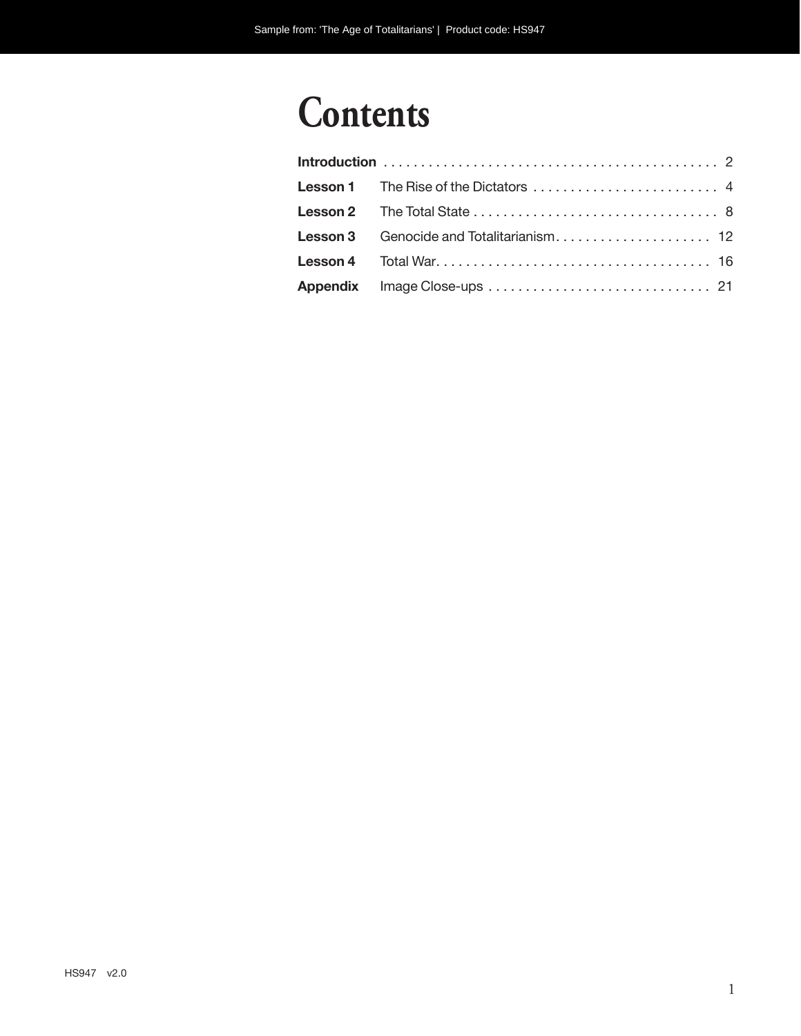# Contents

| | | |
|---|---|---|
| **Introduction** | | 2 |
| **Lesson 1** | The Rise of the Dictators | 4 |
| **Lesson 2** | The Total State | 8 |
| **Lesson 3** | Genocide and Totalitarianism | 12 |
| **Lesson 4** | Total War | 16 |
| **Appendix** | Image Close-ups | 21 |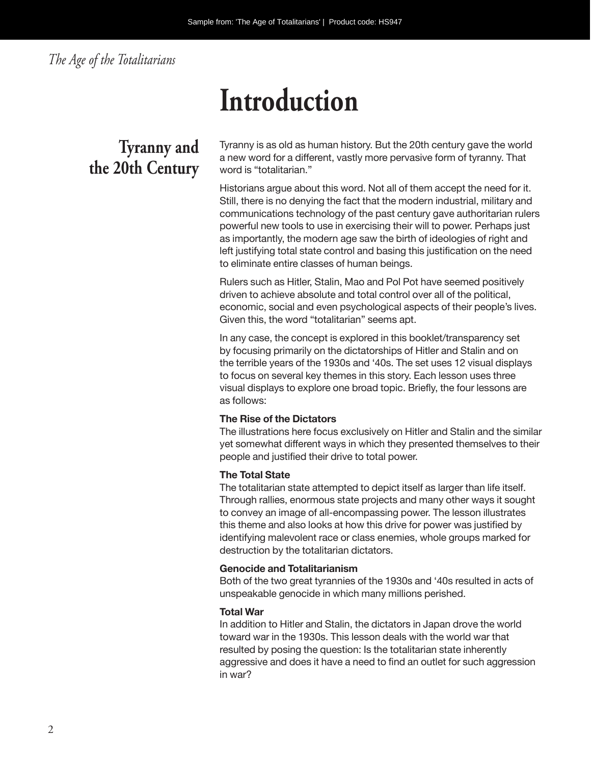# Introduction

## Tyranny and the 20th Century

Tyranny is as old as human history. But the 20th century gave the world a new word for a different, vastly more pervasive form of tyranny. That word is "totalitarian."

Historians argue about this word. Not all of them accept the need for it. Still, there is no denying the fact that the modern industrial, military and communications technology of the past century gave authoritarian rulers powerful new tools to use in exercising their will to power. Perhaps just as importantly, the modern age saw the birth of ideologies of right and left justifying total state control and basing this justification on the need to eliminate entire classes of human beings.

Rulers such as Hitler, Stalin, Mao and Pol Pot have seemed positively driven to achieve absolute and total control over all of the political, economic, social and even psychological aspects of their people's lives. Given this, the word "totalitarian" seems apt.

In any case, the concept is explored in this booklet/transparency set by focusing primarily on the dictatorships of Hitler and Stalin and on the terrible years of the 1930s and '40s. The set uses 12 visual displays to focus on several key themes in this story. Each lesson uses three visual displays to explore one broad topic. Briefly, the four lessons are as follows:

**The Rise of the Dictators**
The illustrations here focus exclusively on Hitler and Stalin and the similar yet somewhat different ways in which they presented themselves to their people and justified their drive to total power.

**The Total State**
The totalitarian state attempted to depict itself as larger than life itself. Through rallies, enormous state projects and many other ways it sought to convey an image of all-encompassing power. The lesson illustrates this theme and also looks at how this drive for power was justified by identifying malevolent race or class enemies, whole groups marked for destruction by the totalitarian dictators.

**Genocide and Totalitarianism**
Both of the two great tyrannies of the 1930s and '40s resulted in acts of unspeakable genocide in which many millions perished.

**Total War**
In addition to Hitler and Stalin, the dictators in Japan drove the world toward war in the 1930s. This lesson deals with the world war that resulted by posing the question: Is the totalitarian state inherently aggressive and does it have a need to find an outlet for such aggression in war?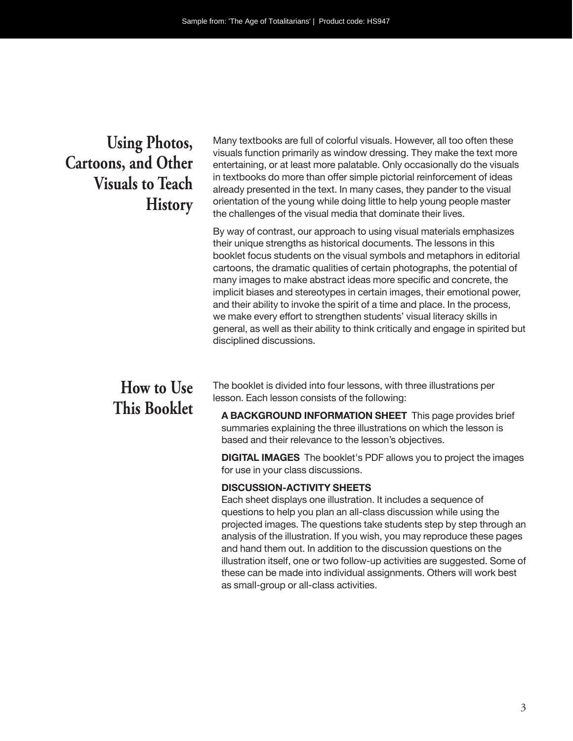## Using Photos, Cartoons, and Other Visuals to Teach History

Many textbooks are full of colorful visuals. However, all too often these visuals function primarily as window dressing. They make the text more entertaining, or at least more palatable. Only occasionally do the visuals in textbooks do more than offer simple pictorial reinforcement of ideas already presented in the text. In many cases, they pander to the visual orientation of the young while doing little to help young people master the challenges of the visual media that dominate their lives.

By way of contrast, our approach to using visual materials emphasizes their unique strengths as historical documents. The lessons in this booklet focus students on the visual symbols and metaphors in editorial cartoons, the dramatic qualities of certain photographs, the potential of many images to make abstract ideas more specific and concrete, the implicit biases and stereotypes in certain images, their emotional power, and their ability to invoke the spirit of a time and place. In the process, we make every effort to strengthen students' visual literacy skills in general, as well as their ability to think critically and engage in spirited but disciplined discussions.

## How to Use This Booklet

The booklet is divided into four lessons, with three illustrations per lesson. Each lesson consists of the following:

**A BACKGROUND INFORMATION SHEET** This page provides brief summaries explaining the three illustrations on which the lesson is based and their relevance to the lesson's objectives.

**DIGITAL IMAGES** The booklet's PDF allows you to project the images for use in your class discussions.

**DISCUSSION-ACTIVITY SHEETS**
Each sheet displays one illustration. It includes a sequence of questions to help you plan an all-class discussion while using the projected images. The questions take students step by step through an analysis of the illustration. If you wish, you may reproduce these pages and hand them out. In addition to the discussion questions on the illustration itself, one or two follow-up activities are suggested. Some of these can be made into individual assignments. Others will work best as small-group or all-class activities.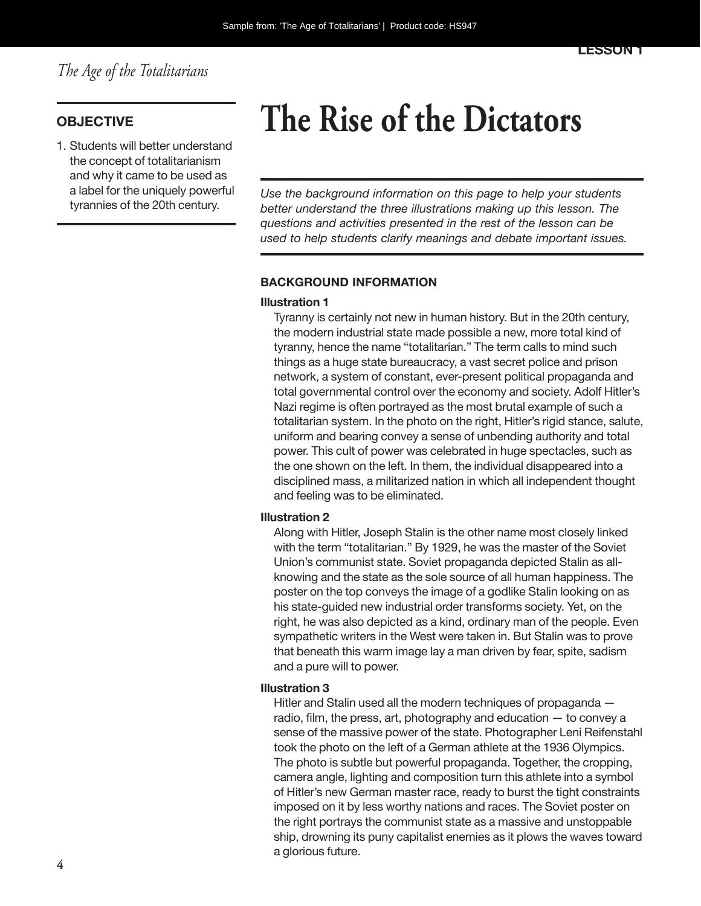# The Rise of the Dictators

## OBJECTIVE

1. Students will better understand the concept of totalitarianism and why it came to be used as a label for the uniquely powerful tyrannies of the 20th century.

*Use the background information on this page to help your students better understand the three illustrations making up this lesson. The questions and activities presented in the rest of the lesson can be used to help students clarify meanings and debate important issues.*

### BACKGROUND INFORMATION

**Illustration 1**

Tyranny is certainly not new in human history. But in the 20th century, the modern industrial state made possible a new, more total kind of tyranny, hence the name "totalitarian." The term calls to mind such things as a huge state bureaucracy, a vast secret police and prison network, a system of constant, ever-present political propaganda and total governmental control over the economy and society. Adolf Hitler's Nazi regime is often portrayed as the most brutal example of such a totalitarian system. In the photo on the right, Hitler's rigid stance, salute, uniform and bearing convey a sense of unbending authority and total power. This cult of power was celebrated in huge spectacles, such as the one shown on the left. In them, the individual disappeared into a disciplined mass, a militarized nation in which all independent thought and feeling was to be eliminated.

**Illustration 2**

Along with Hitler, Joseph Stalin is the other name most closely linked with the term "totalitarian." By 1929, he was the master of the Soviet Union's communist state. Soviet propaganda depicted Stalin as all-knowing and the state as the sole source of all human happiness. The poster on the top conveys the image of a godlike Stalin looking on as his state-guided new industrial order transforms society. Yet, on the right, he was also depicted as a kind, ordinary man of the people. Even sympathetic writers in the West were taken in. But Stalin was to prove that beneath this warm image lay a man driven by fear, spite, sadism and a pure will to power.

**Illustration 3**

Hitler and Stalin used all the modern techniques of propaganda — radio, film, the press, art, photography and education — to convey a sense of the massive power of the state. Photographer Leni Reifenstahl took the photo on the left of a German athlete at the 1936 Olympics. The photo is subtle but powerful propaganda. Together, the cropping, camera angle, lighting and composition turn this athlete into a symbol of Hitler's new German master race, ready to burst the tight constraints imposed on it by less worthy nations and races. The Soviet poster on the right portrays the communist state as a massive and unstoppable ship, drowning its puny capitalist enemies as it plows the waves toward a glorious future.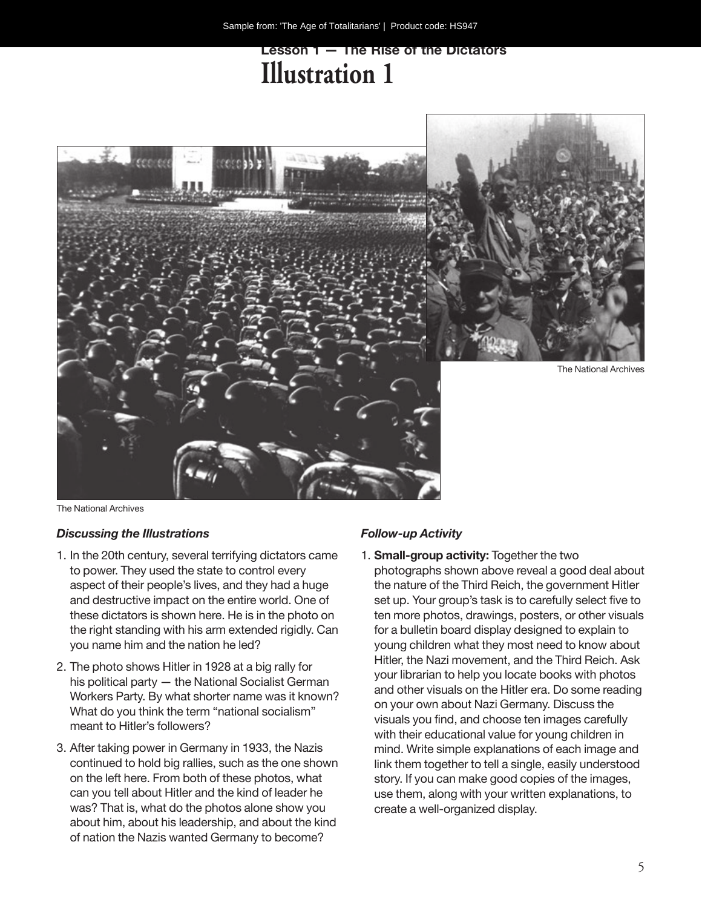## Lesson 1 — The Rise of the Dictators

# Illustration 1

The National Archives

The National Archives

### *Discussing the Illustrations*

1. In the 20th century, several terrifying dictators came to power. They used the state to control every aspect of their people's lives, and they had a huge and destructive impact on the entire world. One of these dictators is shown here. He is in the photo on the right standing with his arm extended rigidly. Can you name him and the nation he led?
2. The photo shows Hitler in 1928 at a big rally for his political party — the National Socialist German Workers Party. By what shorter name was it known? What do you think the term "national socialism" meant to Hitler's followers?
3. After taking power in Germany in 1933, the Nazis continued to hold big rallies, such as the one shown on the left here. From both of these photos, what can you tell about Hitler and the kind of leader he was? That is, what do the photos alone show you about him, about his leadership, and about the kind of nation the Nazis wanted Germany to become?

### *Follow-up Activity*

1. **Small-group activity:** Together the two photographs shown above reveal a good deal about the nature of the Third Reich, the government Hitler set up. Your group's task is to carefully select five to ten more photos, drawings, posters, or other visuals for a bulletin board display designed to explain to young children what they most need to know about Hitler, the Nazi movement, and the Third Reich. Ask your librarian to help you locate books with photos and other visuals on the Hitler era. Do some reading on your own about Nazi Germany. Discuss the visuals you find, and choose ten images carefully with their educational value for young children in mind. Write simple explanations of each image and link them together to tell a single, easily understood story. If you can make good copies of the images, use them, along with your written explanations, to create a well-organized display.